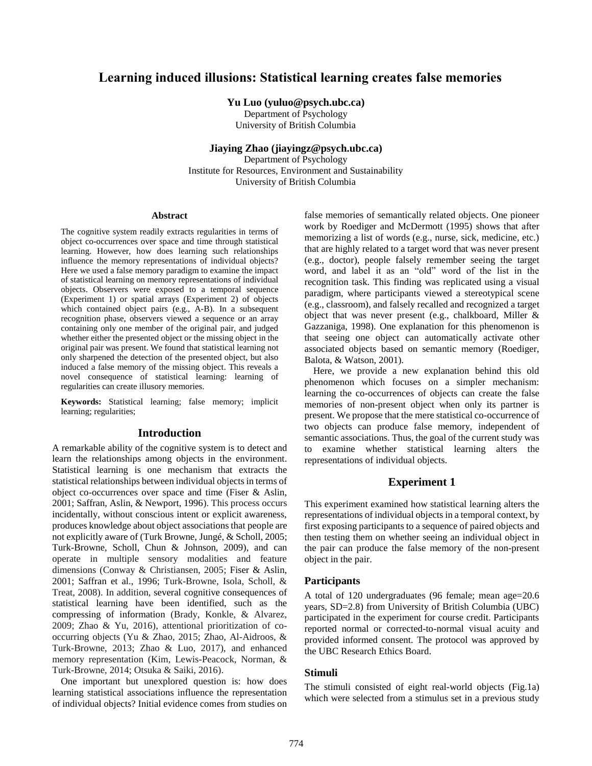# Learning induced illusions: Statistical learning creates false memories

**Yu Luo (yuluo@psych.ubc.ca)**
Department of Psychology
University of British Columbia

**Jiaying Zhao (jiayingz@psych.ubc.ca)**
Department of Psychology
Institute for Resources, Environment and Sustainability
University of British Columbia

## Abstract

The cognitive system readily extracts regularities in terms of object co-occurrences over space and time through statistical learning. However, how does learning such relationships influence the memory representations of individual objects? Here we used a false memory paradigm to examine the impact of statistical learning on memory representations of individual objects. Observers were exposed to a temporal sequence (Experiment 1) or spatial arrays (Experiment 2) of objects which contained object pairs (e.g., A-B). In a subsequent recognition phase, observers viewed a sequence or an array containing only one member of the original pair, and judged whether either the presented object or the missing object in the original pair was present. We found that statistical learning not only sharpened the detection of the presented object, but also induced a false memory of the missing object. This reveals a novel consequence of statistical learning: learning of regularities can create illusory memories.

**Keywords:** Statistical learning; false memory; implicit learning; regularities;

## Introduction

A remarkable ability of the cognitive system is to detect and learn the relationships among objects in the environment. Statistical learning is one mechanism that extracts the statistical relationships between individual objects in terms of object co-occurrences over space and time (Fiser & Aslin, 2001; Saffran, Aslin, & Newport, 1996). This process occurs incidentally, without conscious intent or explicit awareness, produces knowledge about object associations that people are not explicitly aware of (Turk Browne, Jungé, & Scholl, 2005; Turk-Browne, Scholl, Chun & Johnson, 2009), and can operate in multiple sensory modalities and feature dimensions (Conway & Christiansen, 2005; Fiser & Aslin, 2001; Saffran et al., 1996; Turk-Browne, Isola, Scholl, & Treat, 2008). In addition, several cognitive consequences of statistical learning have been identified, such as the compressing of information (Brady, Konkle, & Alvarez, 2009; Zhao & Yu, 2016), attentional prioritization of co-occurring objects (Yu & Zhao, 2015; Zhao, Al-Aidroos, & Turk-Browne, 2013; Zhao & Luo, 2017), and enhanced memory representation (Kim, Lewis-Peacock, Norman, & Turk-Browne, 2014; Otsuka & Saiki, 2016).

One important but unexplored question is: how does learning statistical associations influence the representation of individual objects? Initial evidence comes from studies on false memories of semantically related objects. One pioneer work by Roediger and McDermott (1995) shows that after memorizing a list of words (e.g., nurse, sick, medicine, etc.) that are highly related to a target word that was never present (e.g., doctor), people falsely remember seeing the target word, and label it as an "old" word of the list in the recognition task. This finding was replicated using a visual paradigm, where participants viewed a stereotypical scene (e.g., classroom), and falsely recalled and recognized a target object that was never present (e.g., chalkboard, Miller & Gazzaniga, 1998). One explanation for this phenomenon is that seeing one object can automatically activate other associated objects based on semantic memory (Roediger, Balota, & Watson, 2001).

Here, we provide a new explanation behind this old phenomenon which focuses on a simpler mechanism: learning the co-occurrences of objects can create the false memories of non-present object when only its partner is present. We propose that the mere statistical co-occurrence of two objects can produce false memory, independent of semantic associations. Thus, the goal of the current study was to examine whether statistical learning alters the representations of individual objects.

## Experiment 1

This experiment examined how statistical learning alters the representations of individual objects in a temporal context, by first exposing participants to a sequence of paired objects and then testing them on whether seeing an individual object in the pair can produce the false memory of the non-present object in the pair.

### Participants

A total of 120 undergraduates (96 female; mean age=20.6 years, SD=2.8) from University of British Columbia (UBC) participated in the experiment for course credit. Participants reported normal or corrected-to-normal visual acuity and provided informed consent. The protocol was approved by the UBC Research Ethics Board.

### Stimuli

The stimuli consisted of eight real-world objects (Fig.1a) which were selected from a stimulus set in a previous study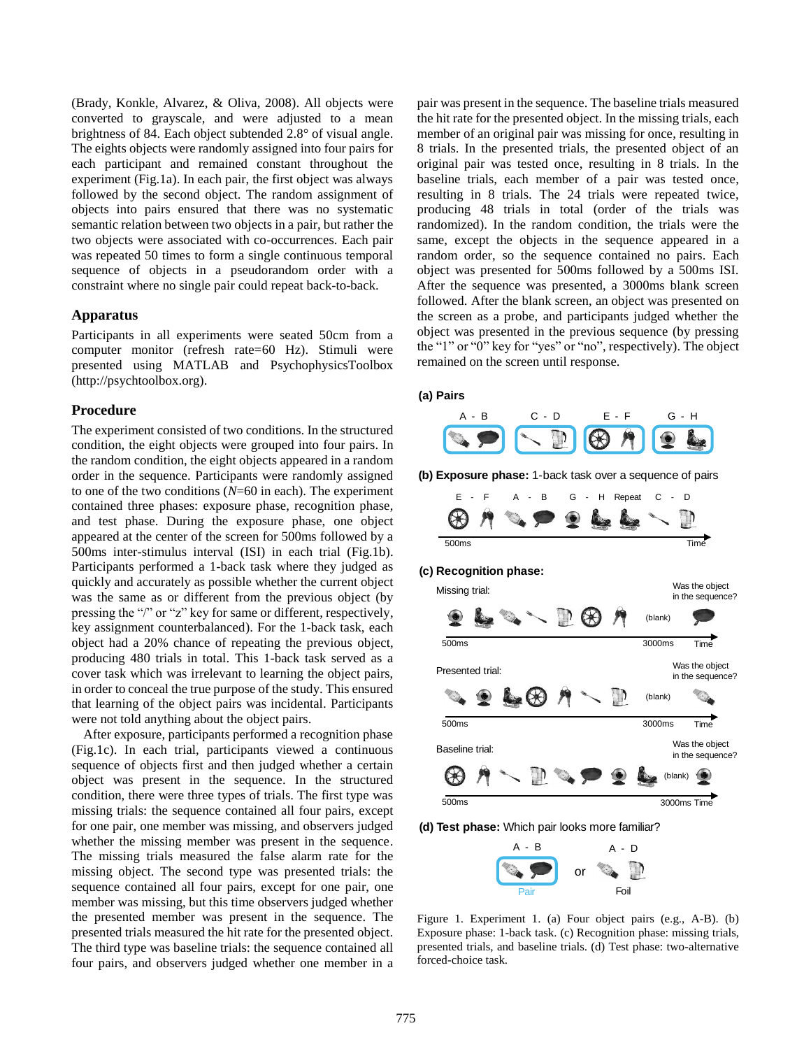(Brady, Konkle, Alvarez, & Oliva, 2008). All objects were converted to grayscale, and were adjusted to a mean brightness of 84. Each object subtended 2.8° of visual angle. The eights objects were randomly assigned into four pairs for each participant and remained constant throughout the experiment (Fig.1a). In each pair, the first object was always followed by the second object. The random assignment of objects into pairs ensured that there was no systematic semantic relation between two objects in a pair, but rather the two objects were associated with co-occurrences. Each pair was repeated 50 times to form a single continuous temporal sequence of objects in a pseudorandom order with a constraint where no single pair could repeat back-to-back.

## Apparatus

Participants in all experiments were seated 50cm from a computer monitor (refresh rate=60 Hz). Stimuli were presented using MATLAB and PsychophysicsToolbox (http://psychtoolbox.org).

## Procedure

The experiment consisted of two conditions. In the structured condition, the eight objects were grouped into four pairs. In the random condition, the eight objects appeared in a random order in the sequence. Participants were randomly assigned to one of the two conditions (*N*=60 in each). The experiment contained three phases: exposure phase, recognition phase, and test phase. During the exposure phase, one object appeared at the center of the screen for 500ms followed by a 500ms inter-stimulus interval (ISI) in each trial (Fig.1b). Participants performed a 1-back task where they judged as quickly and accurately as possible whether the current object was the same as or different from the previous object (by pressing the "/" or "z" key for same or different, respectively, key assignment counterbalanced). For the 1-back task, each object had a 20% chance of repeating the previous object, producing 480 trials in total. This 1-back task served as a cover task which was irrelevant to learning the object pairs, in order to conceal the true purpose of the study. This ensured that learning of the object pairs was incidental. Participants were not told anything about the object pairs.

After exposure, participants performed a recognition phase (Fig.1c). In each trial, participants viewed a continuous sequence of objects first and then judged whether a certain object was present in the sequence. In the structured condition, there were three types of trials. The first type was missing trials: the sequence contained all four pairs, except for one pair, one member was missing, and observers judged whether the missing member was present in the sequence. The missing trials measured the false alarm rate for the missing object. The second type was presented trials: the sequence contained all four pairs, except for one pair, one member was missing, but this time observers judged whether the presented member was present in the sequence. The presented trials measured the hit rate for the presented object. The third type was baseline trials: the sequence contained all four pairs, and observers judged whether one member in a pair was present in the sequence. The baseline trials measured the hit rate for the presented object. In the missing trials, each member of an original pair was missing for once, resulting in 8 trials. In the presented trials, the presented object of an original pair was tested once, resulting in 8 trials. In the baseline trials, each member of a pair was tested once, resulting in 8 trials. The 24 trials were repeated twice, producing 48 trials in total (order of the trials was randomized). In the random condition, the trials were the same, except the objects in the sequence appeared in a random order, so the sequence contained no pairs. Each object was presented for 500ms followed by a 500ms ISI. After the sequence was presented, a 3000ms blank screen followed. After the blank screen, an object was presented on the screen as a probe, and participants judged whether the object was presented in the previous sequence (by pressing the "1" or "0" key for "yes" or "no", respectively). The object remained on the screen until response.

Figure 1. Experiment 1. (a) Four object pairs (e.g., A-B). (b) Exposure phase: 1-back task. (c) Recognition phase: missing trials, presented trials, and baseline trials. (d) Test phase: two-alternative forced-choice task.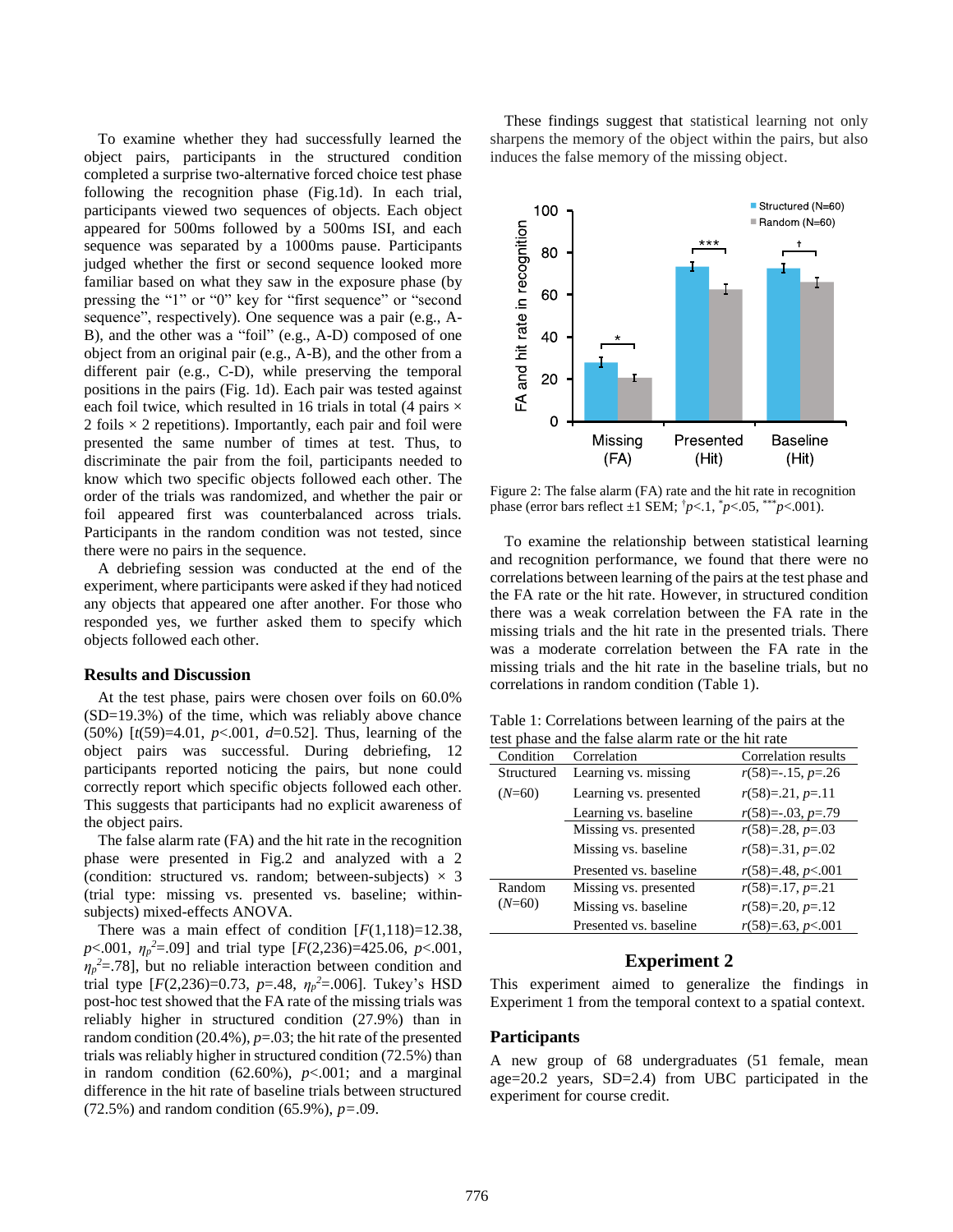To examine whether they had successfully learned the object pairs, participants in the structured condition completed a surprise two-alternative forced choice test phase following the recognition phase (Fig.1d). In each trial, participants viewed two sequences of objects. Each object appeared for 500ms followed by a 500ms ISI, and each sequence was separated by a 1000ms pause. Participants judged whether the first or second sequence looked more familiar based on what they saw in the exposure phase (by pressing the "1" or "0" key for "first sequence" or "second sequence", respectively). One sequence was a pair (e.g., A-B), and the other was a "foil" (e.g., A-D) composed of one object from an original pair (e.g., A-B), and the other from a different pair (e.g., C-D), while preserving the temporal positions in the pairs (Fig. 1d). Each pair was tested against each foil twice, which resulted in 16 trials in total (4 pairs × 2 foils × 2 repetitions). Importantly, each pair and foil were presented the same number of times at test. Thus, to discriminate the pair from the foil, participants needed to know which two specific objects followed each other. The order of the trials was randomized, and whether the pair or foil appeared first was counterbalanced across trials. Participants in the random condition was not tested, since there were no pairs in the sequence.

A debriefing session was conducted at the end of the experiment, where participants were asked if they had noticed any objects that appeared one after another. For those who responded yes, we further asked them to specify which objects followed each other.

### Results and Discussion

At the test phase, pairs were chosen over foils on 60.0% (SD=19.3%) of the time, which was reliably above chance (50%) [$t(59)=4.01$, $p<.001$, $d=0.52$]. Thus, learning of the object pairs was successful. During debriefing, 12 participants reported noticing the pairs, but none could correctly report which specific objects followed each other. This suggests that participants had no explicit awareness of the object pairs.

The false alarm rate (FA) and the hit rate in the recognition phase were presented in Fig.2 and analyzed with a 2 (condition: structured vs. random; between-subjects) × 3 (trial type: missing vs. presented vs. baseline; within-subjects) mixed-effects ANOVA.

There was a main effect of condition [$F(1,118)=12.38$, $p<.001$, $\eta_p^2=.09$] and trial type [$F(2,236)=425.06$, $p<.001$, $\eta_p^2=.78$], but no reliable interaction between condition and trial type [$F(2,236)=0.73$, $p=.48$, $\eta_p^2=.006$]. Tukey's HSD post-hoc test showed that the FA rate of the missing trials was reliably higher in structured condition (27.9%) than in random condition (20.4%), $p=.03$; the hit rate of the presented trials was reliably higher in structured condition (72.5%) than in random condition (62.60%), $p<.001$; and a marginal difference in the hit rate of baseline trials between structured (72.5%) and random condition (65.9%), $p=.09$.

These findings suggest that statistical learning not only sharpens the memory of the object within the pairs, but also induces the false memory of the missing object.

Figure 2: The false alarm (FA) rate and the hit rate in recognition phase (error bars reflect ±1 SEM; $^{\dagger}p<.1$, $^{*}p<.05$, $^{***}p<.001$).

To examine the relationship between statistical learning and recognition performance, we found that there were no correlations between learning of the pairs at the test phase and the FA rate or the hit rate. However, in structured condition there was a weak correlation between the FA rate in the missing trials and the hit rate in the presented trials. There was a moderate correlation between the FA rate in the missing trials and the hit rate in the baseline trials, but no correlations in random condition (Table 1).

Table 1: Correlations between learning of the pairs at the test phase and the false alarm rate or the hit rate

| Condition | Correlation | Correlation results |
|---|---|---|
| Structured | Learning vs. missing | $r(58)=-.15$, $p=.26$ |
| ($N$=60) | Learning vs. presented | $r(58)=.21$, $p=.11$ |
| | Learning vs. baseline | $r(58)=-.03$, $p=.79$ |
| | Missing vs. presented | $r(58)=.28$, $p=.03$ |
| | Missing vs. baseline | $r(58)=.31$, $p=.02$ |
| | Presented vs. baseline | $r(58)=.48$, $p<.001$ |
| Random | Missing vs. presented | $r(58)=.17$, $p=.21$ |
| ($N$=60) | Missing vs. baseline | $r(58)=.20$, $p=.12$ |
| | Presented vs. baseline | $r(58)=.63$, $p<.001$ |

## Experiment 2

This experiment aimed to generalize the findings in Experiment 1 from the temporal context to a spatial context.

### Participants

A new group of 68 undergraduates (51 female, mean age=20.2 years, SD=2.4) from UBC participated in the experiment for course credit.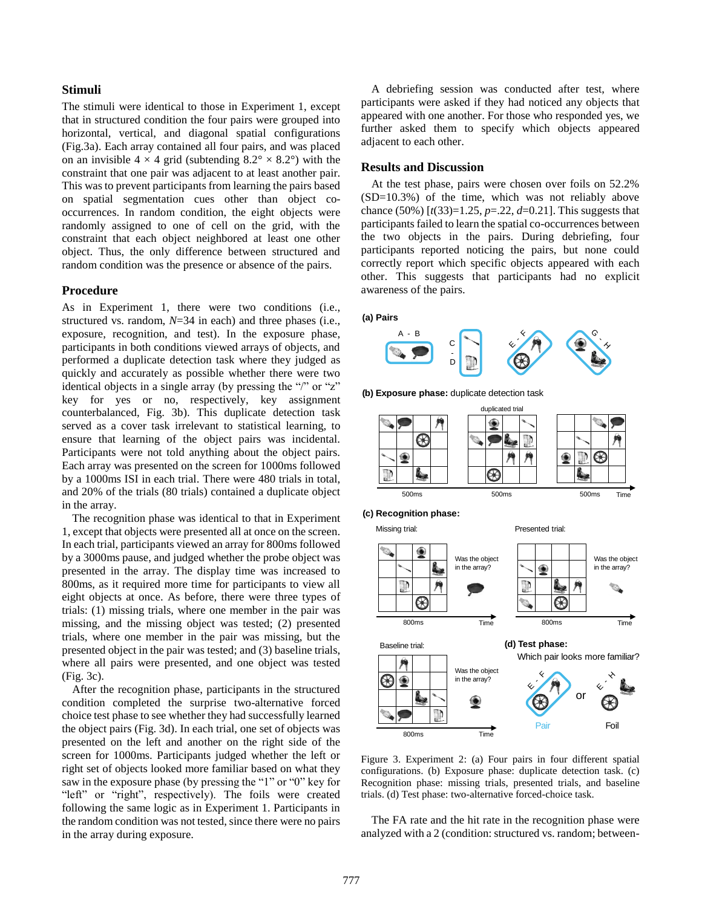### Stimuli

The stimuli were identical to those in Experiment 1, except that in structured condition the four pairs were grouped into horizontal, vertical, and diagonal spatial configurations (Fig.3a). Each array contained all four pairs, and was placed on an invisible 4 × 4 grid (subtending 8.2° × 8.2°) with the constraint that one pair was adjacent to at least another pair. This was to prevent participants from learning the pairs based on spatial segmentation cues other than object co-occurrences. In random condition, the eight objects were randomly assigned to one of cell on the grid, with the constraint that each object neighbored at least one other object. Thus, the only difference between structured and random condition was the presence or absence of the pairs.

### Procedure

As in Experiment 1, there were two conditions (i.e., structured vs. random, *N*=34 in each) and three phases (i.e., exposure, recognition, and test). In the exposure phase, participants in both conditions viewed arrays of objects, and performed a duplicate detection task where they judged as quickly and accurately as possible whether there were two identical objects in a single array (by pressing the "/" or "z" key for yes or no, respectively, key assignment counterbalanced, Fig. 3b). This duplicate detection task served as a cover task irrelevant to statistical learning, to ensure that learning of the object pairs was incidental. Participants were not told anything about the object pairs. Each array was presented on the screen for 1000ms followed by a 1000ms ISI in each trial. There were 480 trials in total, and 20% of the trials (80 trials) contained a duplicate object in the array.

The recognition phase was identical to that in Experiment 1, except that objects were presented all at once on the screen. In each trial, participants viewed an array for 800ms followed by a 3000ms pause, and judged whether the probe object was presented in the array. The display time was increased to 800ms, as it required more time for participants to view all eight objects at once. As before, there were three types of trials: (1) missing trials, where one member in the pair was missing, and the missing object was tested; (2) presented trials, where one member in the pair was missing, but the presented object in the pair was tested; and (3) baseline trials, where all pairs were presented, and one object was tested (Fig. 3c).

After the recognition phase, participants in the structured condition completed the surprise two-alternative forced choice test phase to see whether they had successfully learned the object pairs (Fig. 3d). In each trial, one set of objects was presented on the left and another on the right side of the screen for 1000ms. Participants judged whether the left or right set of objects looked more familiar based on what they saw in the exposure phase (by pressing the "1" or "0" key for "left" or "right", respectively). The foils were created following the same logic as in Experiment 1. Participants in the random condition was not tested, since there were no pairs in the array during exposure.

A debriefing session was conducted after test, where participants were asked if they had noticed any objects that appeared with one another. For those who responded yes, we further asked them to specify which objects appeared adjacent to each other.

### Results and Discussion

At the test phase, pairs were chosen over foils on 52.2% (SD=10.3%) of the time, which was not reliably above chance (50%) [$t(33)=1.25$, $p=.22$, $d=0.21$]. This suggests that participants failed to learn the spatial co-occurrences between the two objects in the pairs. During debriefing, four participants reported noticing the pairs, but none could correctly report which specific objects appeared with each other. This suggests that participants had no explicit awareness of the pairs.

Figure 3. Experiment 2: (a) Four pairs in four different spatial configurations. (b) Exposure phase: duplicate detection task. (c) Recognition phase: missing trials, presented trials, and baseline trials. (d) Test phase: two-alternative forced-choice task.

The FA rate and the hit rate in the recognition phase were analyzed with a 2 (condition: structured vs. random; between-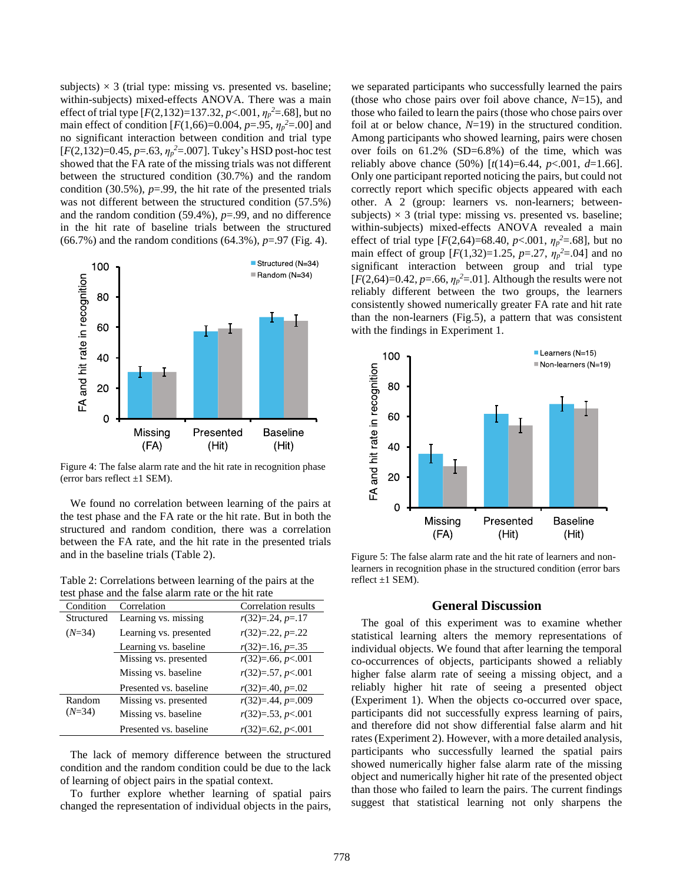subjects) × 3 (trial type: missing vs. presented vs. baseline; within-subjects) mixed-effects ANOVA. There was a main effect of trial type [$F(2,132)=137.32$, $p<.001$, $\eta_p^2=.68$], but no main effect of condition [$F(1,66)=0.004$, $p=.95$, $\eta_p^2=.00$] and no significant interaction between condition and trial type [$F(2,132)=0.45$, $p=.63$, $\eta_p^2=.007$]. Tukey's HSD post-hoc test showed that the FA rate of the missing trials was not different between the structured condition (30.7%) and the random condition (30.5%), $p=.99$, the hit rate of the presented trials was not different between the structured condition (57.5%) and the random condition (59.4%), $p=.99$, and no difference in the hit rate of baseline trials between the structured (66.7%) and the random conditions (64.3%), $p=.97$ (Fig. 4).

Figure 4: The false alarm rate and the hit rate in recognition phase (error bars reflect ±1 SEM).

We found no correlation between learning of the pairs at the test phase and the FA rate or the hit rate. But in both the structured and random condition, there was a correlation between the FA rate, and the hit rate in the presented trials and in the baseline trials (Table 2).

Table 2: Correlations between learning of the pairs at the test phase and the false alarm rate or the hit rate

| Condition | Correlation | Correlation results |
|---|---|---|
| Structured ($N$=34) | Learning vs. missing | $r(32)=.24$, $p=.17$ |
| | Learning vs. presented | $r(32)=.22$, $p=.22$ |
| | Learning vs. baseline | $r(32)=.16$, $p=.35$ |
| | Missing vs. presented | $r(32)=.66$, $p<.001$ |
| | Missing vs. baseline | $r(32)=.57$, $p<.001$ |
| | Presented vs. baseline | $r(32)=.40$, $p=.02$ |
| Random ($N$=34) | Missing vs. presented | $r(32)=.44$, $p=.009$ |
| | Missing vs. baseline | $r(32)=.53$, $p<.001$ |
| | Presented vs. baseline | $r(32)=.62$, $p<.001$ |

The lack of memory difference between the structured condition and the random condition could be due to the lack of learning of object pairs in the spatial context.

To further explore whether learning of spatial pairs changed the representation of individual objects in the pairs, we separated participants who successfully learned the pairs (those who chose pairs over foil above chance, $N$=15), and those who failed to learn the pairs (those who chose pairs over foil at or below chance, $N$=19) in the structured condition. Among participants who showed learning, pairs were chosen over foils on 61.2% (SD=6.8%) of the time, which was reliably above chance (50%) [$t(14)=6.44$, $p<.001$, $d=1.66$]. Only one participant reported noticing the pairs, but could not correctly report which specific objects appeared with each other. A 2 (group: learners vs. non-learners; between-subjects) × 3 (trial type: missing vs. presented vs. baseline; within-subjects) mixed-effects ANOVA revealed a main effect of trial type [$F(2,64)=68.40$, $p<.001$, $\eta_p^2=.68$], but no main effect of group [$F(1,32)=1.25$, $p=.27$, $\eta_p^2=.04$] and no significant interaction between group and trial type [$F(2,64)=0.42$, $p=.66$, $\eta_p^2=.01$]. Although the results were not reliably different between the two groups, the learners consistently showed numerically greater FA rate and hit rate than the non-learners (Fig.5), a pattern that was consistent with the findings in Experiment 1.

Figure 5: The false alarm rate and the hit rate of learners and non-learners in recognition phase in the structured condition (error bars reflect ±1 SEM).

## General Discussion

The goal of this experiment was to examine whether statistical learning alters the memory representations of individual objects. We found that after learning the temporal co-occurrences of objects, participants showed a reliably higher false alarm rate of seeing a missing object, and a reliably higher hit rate of seeing a presented object (Experiment 1). When the objects co-occurred over space, participants did not successfully express learning of pairs, and therefore did not show differential false alarm and hit rates (Experiment 2). However, with a more detailed analysis, participants who successfully learned the spatial pairs showed numerically higher false alarm rate of the missing object and numerically higher hit rate of the presented object than those who failed to learn the pairs. The current findings suggest that statistical learning not only sharpens the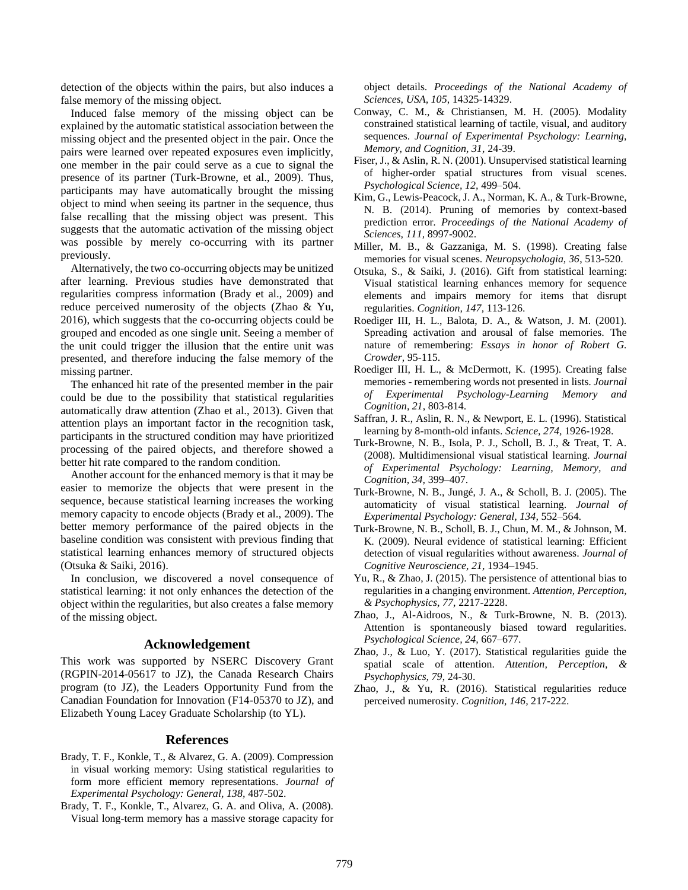detection of the objects within the pairs, but also induces a false memory of the missing object.

Induced false memory of the missing object can be explained by the automatic statistical association between the missing object and the presented object in the pair. Once the pairs were learned over repeated exposures even implicitly, one member in the pair could serve as a cue to signal the presence of its partner (Turk-Browne, et al., 2009). Thus, participants may have automatically brought the missing object to mind when seeing its partner in the sequence, thus false recalling that the missing object was present. This suggests that the automatic activation of the missing object was possible by merely co-occurring with its partner previously.

Alternatively, the two co-occurring objects may be unitized after learning. Previous studies have demonstrated that regularities compress information (Brady et al., 2009) and reduce perceived numerosity of the objects (Zhao & Yu, 2016), which suggests that the co-occurring objects could be grouped and encoded as one single unit. Seeing a member of the unit could trigger the illusion that the entire unit was presented, and therefore inducing the false memory of the missing partner.

The enhanced hit rate of the presented member in the pair could be due to the possibility that statistical regularities automatically draw attention (Zhao et al., 2013). Given that attention plays an important factor in the recognition task, participants in the structured condition may have prioritized processing of the paired objects, and therefore showed a better hit rate compared to the random condition.

Another account for the enhanced memory is that it may be easier to memorize the objects that were present in the sequence, because statistical learning increases the working memory capacity to encode objects (Brady et al., 2009). The better memory performance of the paired objects in the baseline condition was consistent with previous finding that statistical learning enhances memory of structured objects (Otsuka & Saiki, 2016).

In conclusion, we discovered a novel consequence of statistical learning: it not only enhances the detection of the object within the regularities, but also creates a false memory of the missing object.

## Acknowledgement

This work was supported by NSERC Discovery Grant (RGPIN-2014-05617 to JZ), the Canada Research Chairs program (to JZ), the Leaders Opportunity Fund from the Canadian Foundation for Innovation (F14-05370 to JZ), and Elizabeth Young Lacey Graduate Scholarship (to YL).

## References

Brady, T. F., Konkle, T., & Alvarez, G. A. (2009). Compression in visual working memory: Using statistical regularities to form more efficient memory representations. *Journal of Experimental Psychology: General, 138*, 487-502.

Brady, T. F., Konkle, T., Alvarez, G. A. and Oliva, A. (2008). Visual long-term memory has a massive storage capacity for object details. *Proceedings of the National Academy of Sciences, USA, 105*, 14325-14329.

Conway, C. M., & Christiansen, M. H. (2005). Modality constrained statistical learning of tactile, visual, and auditory sequences. *Journal of Experimental Psychology: Learning, Memory, and Cognition, 31*, 24-39.

Fiser, J., & Aslin, R. N. (2001). Unsupervised statistical learning of higher-order spatial structures from visual scenes. *Psychological Science, 12*, 499–504.

Kim, G., Lewis-Peacock, J. A., Norman, K. A., & Turk-Browne, N. B. (2014). Pruning of memories by context-based prediction error. *Proceedings of the National Academy of Sciences, 111*, 8997-9002.

Miller, M. B., & Gazzaniga, M. S. (1998). Creating false memories for visual scenes. *Neuropsychologia, 36*, 513-520.

Otsuka, S., & Saiki, J. (2016). Gift from statistical learning: Visual statistical learning enhances memory for sequence elements and impairs memory for items that disrupt regularities. *Cognition, 147*, 113-126.

Roediger III, H. L., Balota, D. A., & Watson, J. M. (2001). Spreading activation and arousal of false memories. The nature of remembering: *Essays in honor of Robert G. Crowder*, 95-115.

Roediger III, H. L., & McDermott, K. (1995). Creating false memories - remembering words not presented in lists. *Journal of Experimental Psychology-Learning Memory and Cognition, 21*, 803-814.

Saffran, J. R., Aslin, R. N., & Newport, E. L. (1996). Statistical learning by 8-month-old infants. *Science, 274*, 1926-1928.

Turk-Browne, N. B., Isola, P. J., Scholl, B. J., & Treat, T. A. (2008). Multidimensional visual statistical learning. *Journal of Experimental Psychology: Learning, Memory, and Cognition, 34*, 399–407.

Turk-Browne, N. B., Jungé, J. A., & Scholl, B. J. (2005). The automaticity of visual statistical learning. *Journal of Experimental Psychology: General, 134*, 552–564.

Turk-Browne, N. B., Scholl, B. J., Chun, M. M., & Johnson, M. K. (2009). Neural evidence of statistical learning: Efficient detection of visual regularities without awareness. *Journal of Cognitive Neuroscience, 21*, 1934–1945.

Yu, R., & Zhao, J. (2015). The persistence of attentional bias to regularities in a changing environment. *Attention, Perception, & Psychophysics, 77*, 2217-2228.

Zhao, J., Al-Aidroos, N., & Turk-Browne, N. B. (2013). Attention is spontaneously biased toward regularities. *Psychological Science, 24*, 667–677.

Zhao, J., & Luo, Y. (2017). Statistical regularities guide the spatial scale of attention. *Attention, Perception, & Psychophysics, 79*, 24-30.

Zhao, J., & Yu, R. (2016). Statistical regularities reduce perceived numerosity. *Cognition, 146*, 217-222.